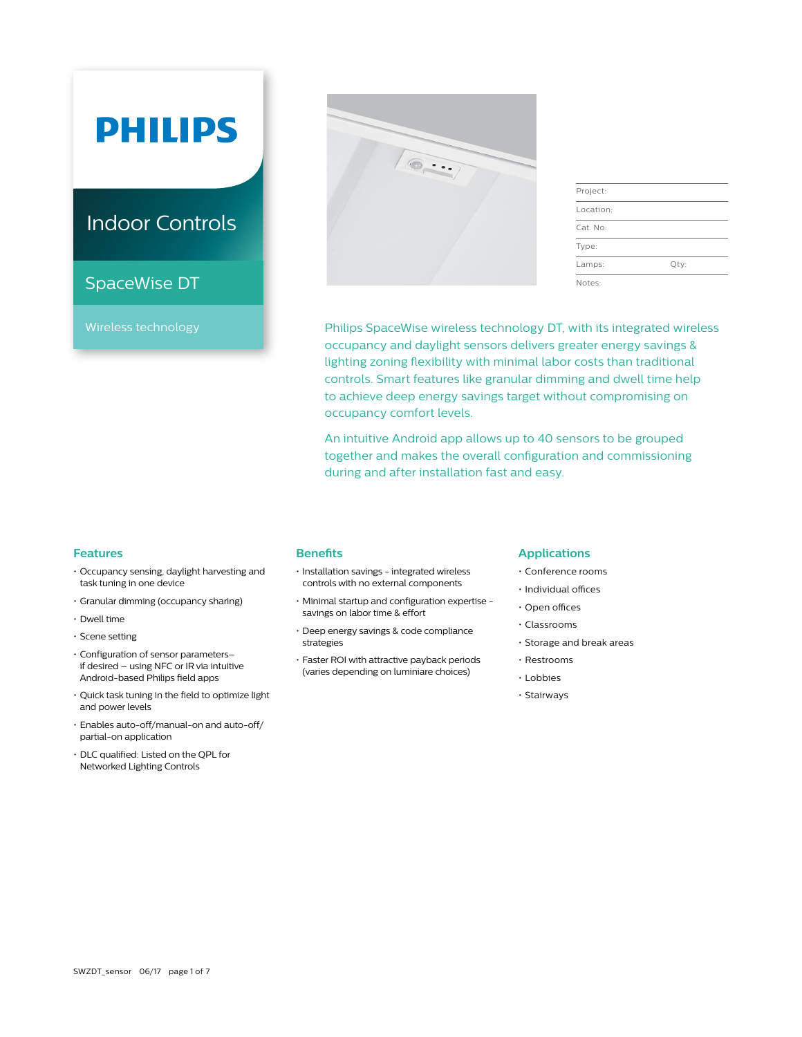PHILIPS

# Indoor Controls

## SpaceWise DT

Wireless technology

| Project: | |
|---|---|
| Location: | |
| Cat. No: | |
| Type: | |
| Lamps: | Qty: |
| Notes: | |

Philips SpaceWise wireless technology DT, with its integrated wireless occupancy and daylight sensors delivers greater energy savings & lighting zoning flexibility with minimal labor costs than traditional controls. Smart features like granular dimming and dwell time help to achieve deep energy savings target without compromising on occupancy comfort levels.

An intuitive Android app allows up to 40 sensors to be grouped together and makes the overall configuration and commissioning during and after installation fast and easy.

### Features

- Occupancy sensing, daylight harvesting and task tuning in one device
- Granular dimming (occupancy sharing)
- Dwell time
- Scene setting
- Configuration of sensor parameters– if desired – using NFC or IR via intuitive Android-based Philips field apps
- Quick task tuning in the field to optimize light and power levels
- Enables auto-off/manual-on and auto-off/partial-on application
- DLC qualified: Listed on the QPL for Networked Lighting Controls

### Benefits

- Installation savings - integrated wireless controls with no external components
- Minimal startup and configuration expertise - savings on labor time & effort
- Deep energy savings & code compliance strategies
- Faster ROI with attractive payback periods (varies depending on luminiare choices)

### Applications

- Conference rooms
- Individual offices
- Open offices
- Classrooms
- Storage and break areas
- Restrooms
- Lobbies
- Stairways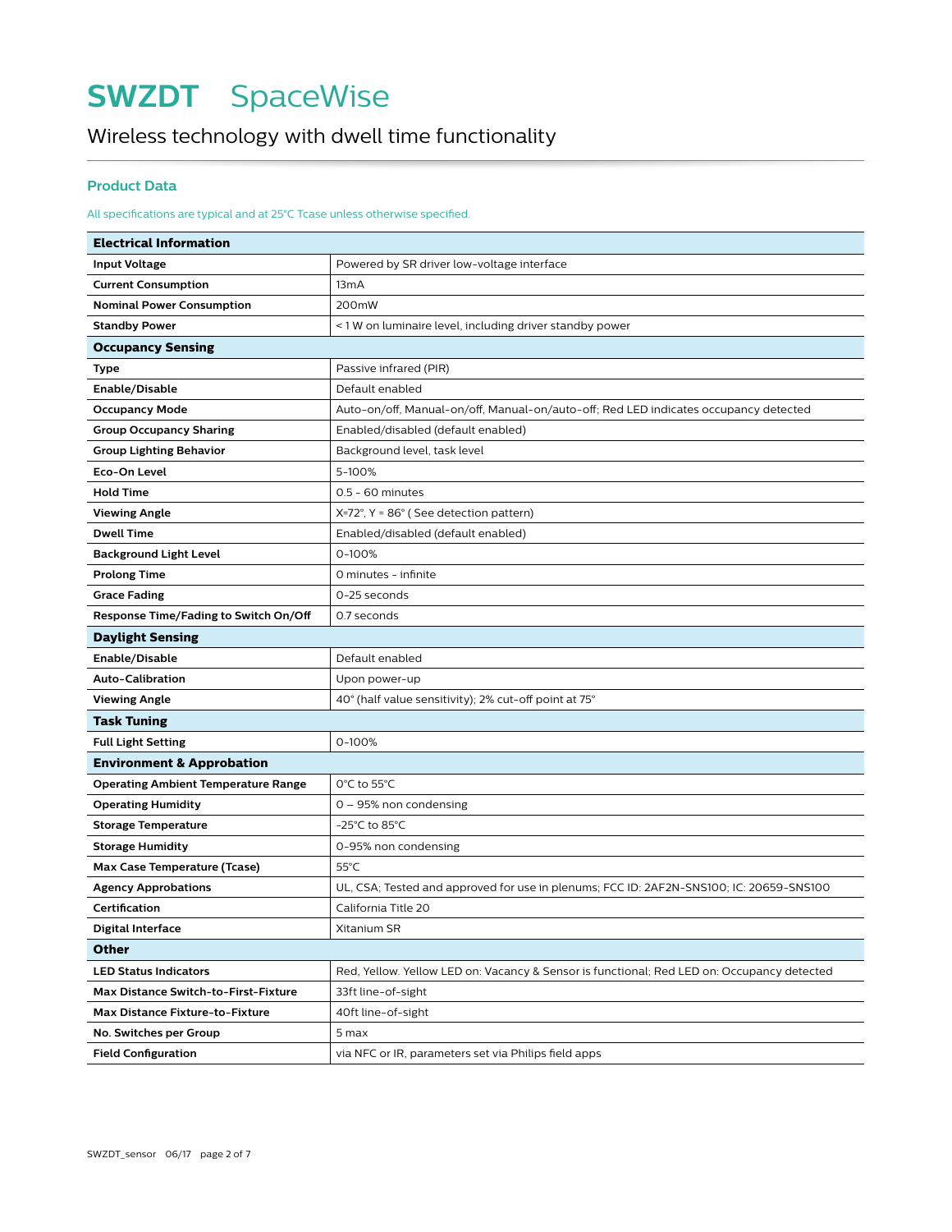# SWZDT SpaceWise

## Wireless technology with dwell time functionality

### Product Data

All specifications are typical and at 25°C Tcase unless otherwise specified.

| **Electrical Information** | |
|---|---|
| **Input Voltage** | Powered by SR driver low-voltage interface |
| **Current Consumption** | 13mA |
| **Nominal Power Consumption** | 200mW |
| **Standby Power** | < 1 W on luminaire level, including driver standby power |
| **Occupancy Sensing** | |
| **Type** | Passive infrared (PIR) |
| **Enable/Disable** | Default enabled |
| **Occupancy Mode** | Auto-on/off, Manual-on/off, Manual-on/auto-off; Red LED indicates occupancy detected |
| **Group Occupancy Sharing** | Enabled/disabled (default enabled) |
| **Group Lighting Behavior** | Background level, task level |
| **Eco-On Level** | 5-100% |
| **Hold Time** | 0.5 - 60 minutes |
| **Viewing Angle** | X=72°, Y = 86° ( See detection pattern) |
| **Dwell Time** | Enabled/disabled (default enabled) |
| **Background Light Level** | 0-100% |
| **Prolong Time** | 0 minutes - infinite |
| **Grace Fading** | 0-25 seconds |
| **Response Time/Fading to Switch On/Off** | 0.7 seconds |
| **Daylight Sensing** | |
| **Enable/Disable** | Default enabled |
| **Auto-Calibration** | Upon power-up |
| **Viewing Angle** | 40° (half value sensitivity); 2% cut-off point at 75° |
| **Task Tuning** | |
| **Full Light Setting** | 0-100% |
| **Environment & Approbation** | |
| **Operating Ambient Temperature Range** | 0°C to 55°C |
| **Operating Humidity** | 0 – 95% non condensing |
| **Storage Temperature** | -25°C to 85°C |
| **Storage Humidity** | 0-95% non condensing |
| **Max Case Temperature (Tcase)** | 55°C |
| **Agency Approbations** | UL, CSA; Tested and approved for use in plenums; FCC ID: 2AF2N-SNS100; IC: 20659-SNS100 |
| **Certification** | California Title 20 |
| **Digital Interface** | Xitanium SR |
| **Other** | |
| **LED Status Indicators** | Red, Yellow. Yellow LED on: Vacancy & Sensor is functional; Red LED on: Occupancy detected |
| **Max Distance Switch-to-First-Fixture** | 33ft line-of-sight |
| **Max Distance Fixture-to-Fixture** | 40ft line-of-sight |
| **No. Switches per Group** | 5 max |
| **Field Configuration** | via NFC or IR, parameters set via Philips field apps |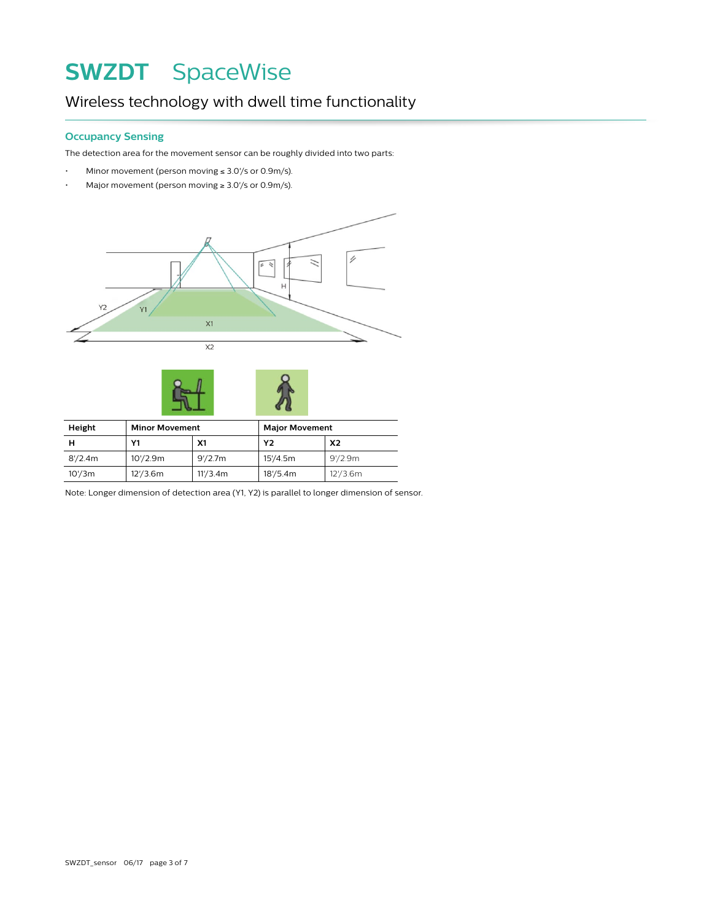# SWZDT SpaceWise

## Wireless technology with dwell time functionality

### Occupancy Sensing

The detection area for the movement sensor can be roughly divided into two parts:

- Minor movement (person moving ≤ 3.0'/s or 0.9m/s).
- Major movement (person moving ≥ 3.0'/s or 0.9m/s).

| Height | Minor Movement | | Major Movement | |
|---|---|---|---|---|
| H | Y1 | X1 | Y2 | X2 |
| 8'/2.4m | 10'/2.9m | 9'/2.7m | 15'/4.5m | 9'/2.9m |
| 10'/3m | 12'/3.6m | 11'/3.4m | 18'/5.4m | 12'/3.6m |

Note: Longer dimension of detection area (Y1, Y2) is parallel to longer dimension of sensor.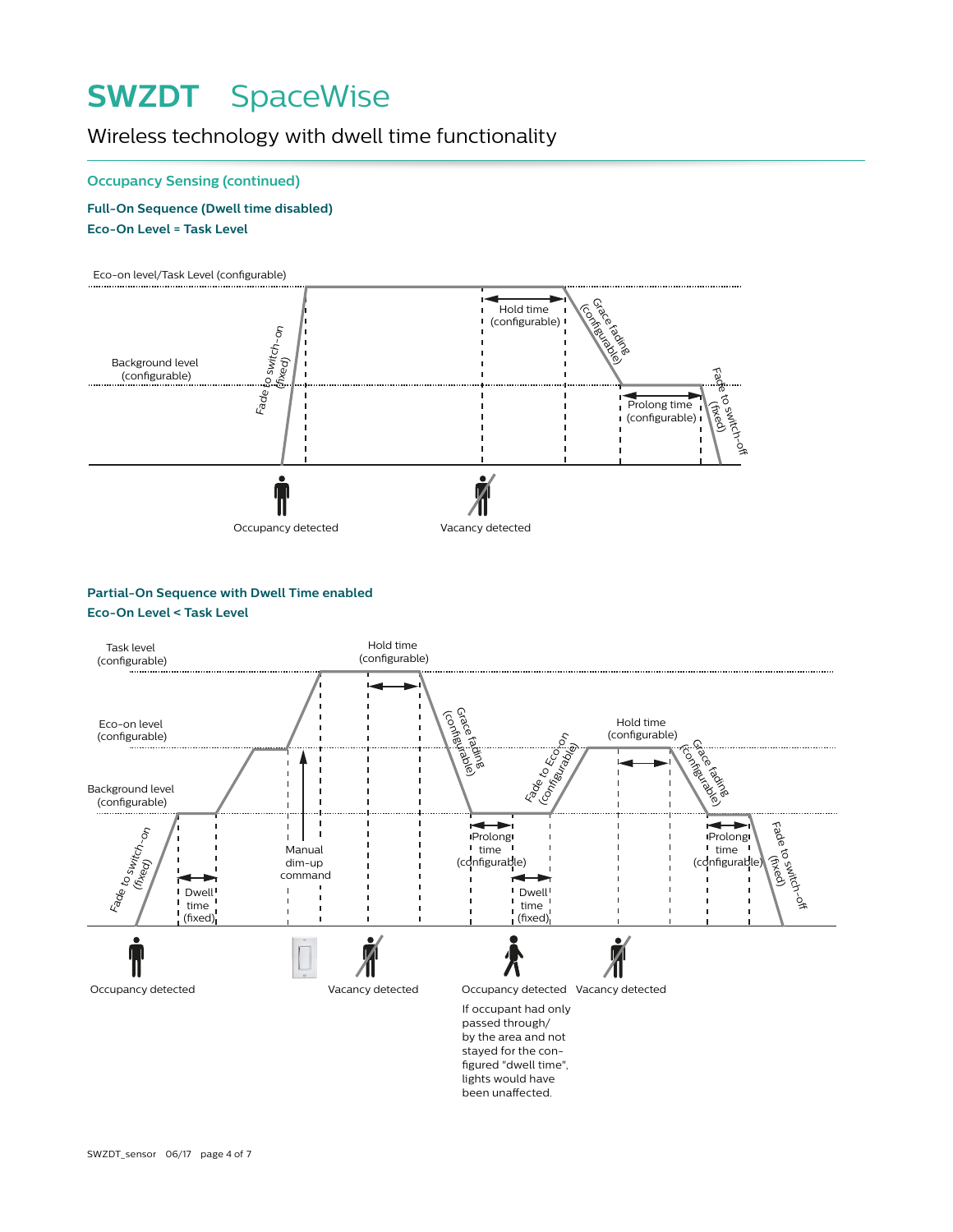# SWZDT SpaceWise

Wireless technology with dwell time functionality

## Occupancy Sensing (continued)

### Full-On Sequence (Dwell time disabled)

**Eco-On Level = Task Level**

Eco-on level/Task Level (configurable)

Background level (configurable)

Fade to switch-on (fixed)

Hold time (configurable)

Grace fading (configurable)

Prolong time (configurable)

Fade to switch-off (fixed)

Occupancy detected

Vacancy detected

### Partial-On Sequence with Dwell Time enabled

**Eco-On Level < Task Level**

Task level (configurable)

Hold time (configurable)

Eco-on level (configurable)

Background level (configurable)

Fade to switch-on (fixed)

Dwell time (fixed)

Manual dim-up command

Grace fading (configurable)

Prolong time (configurable)

Dwell time (fixed)

Fade to Eco-on (configurable)

Hold time (configurable)

Grace fading (configurable)

Prolong time (configurable)

Fade to switch-off (fixed)

Occupancy detected

Vacancy detected

Occupancy detected

If occupant had only passed through/ by the area and not stayed for the configured "dwell time", lights would have been unaffected.

Vacancy detected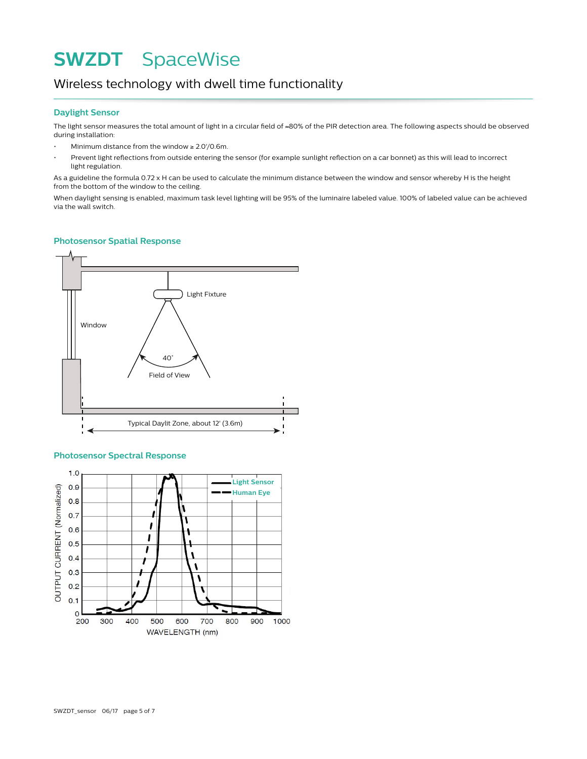# SWZDT SpaceWise

## Wireless technology with dwell time functionality

### Daylight Sensor

The light sensor measures the total amount of light in a circular field of ≈80% of the PIR detection area. The following aspects should be observed during installation:

- Minimum distance from the window ≥ 2.0'/0.6m.
- Prevent light reflections from outside entering the sensor (for example sunlight reflection on a car bonnet) as this will lead to incorrect light regulation.

As a guideline the formula 0.72 x H can be used to calculate the minimum distance between the window and sensor whereby H is the height from the bottom of the window to the ceiling.

When daylight sensing is enabled, maximum task level lighting will be 95% of the luminaire labeled value. 100% of labeled value can be achieved via the wall switch.

### Photosensor Spatial Response

Light Fixture

Window

40°

Field of View

Typical Daylit Zone, about 12' (3.6m)

### Photosensor Spectral Response

Light Sensor
Human Eye

OUTPUT CURRENT (Normalized)

WAVELENGTH (nm)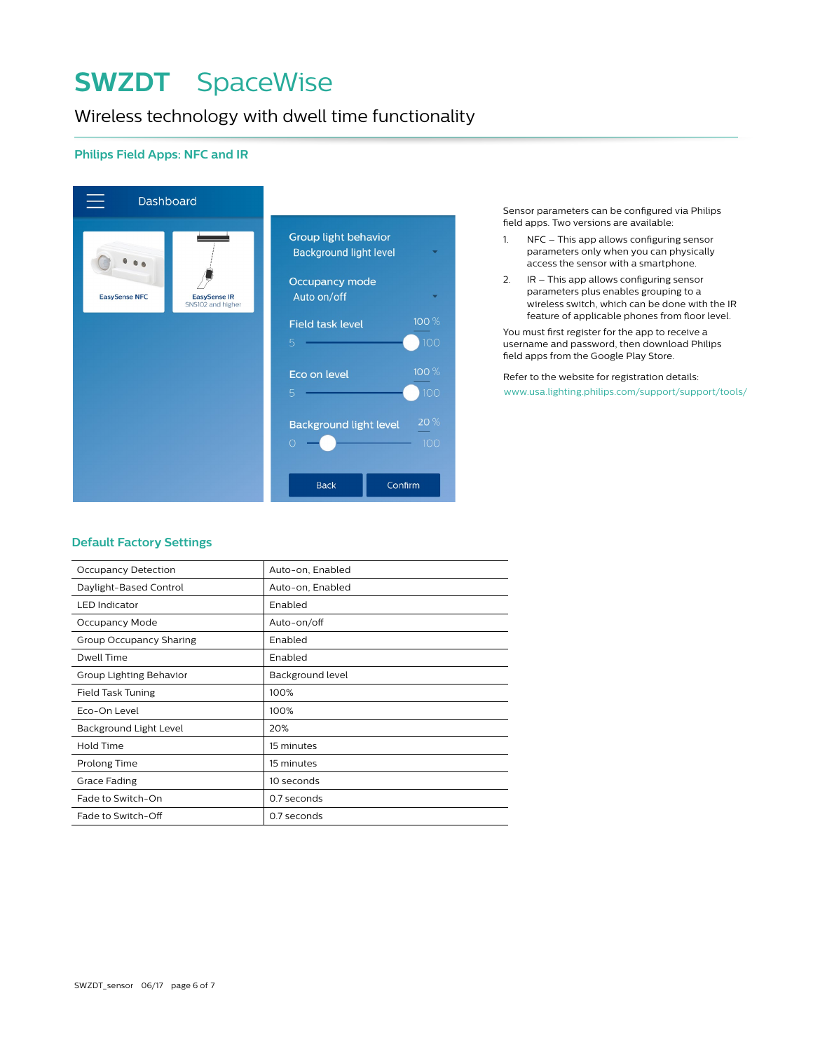# SWZDT SpaceWise

## Wireless technology with dwell time functionality

### Philips Field Apps: NFC and IR

Dashboard

EasySense NFC

EasySense IR
SNS102 and higher

Group light behavior
Background light level

Occupancy mode
Auto on/off

Field task level 100 %
5 100

Eco on level 100 %
5 100

Background light level 20 %
0 100

Back Confirm

Sensor parameters can be configured via Philips field apps. Two versions are available:

1. NFC – This app allows configuring sensor parameters only when you can physically access the sensor with a smartphone.
2. IR – This app allows configuring sensor parameters plus enables grouping to a wireless switch, which can be done with the IR feature of applicable phones from floor level.

You must first register for the app to receive a username and password, then download Philips field apps from the Google Play Store.

Refer to the website for registration details:
www.usa.lighting.philips.com/support/support/tools/

### Default Factory Settings

| Setting | Default |
|---|---|
| Occupancy Detection | Auto-on, Enabled |
| Daylight-Based Control | Auto-on, Enabled |
| LED Indicator | Enabled |
| Occupancy Mode | Auto-on/off |
| Group Occupancy Sharing | Enabled |
| Dwell Time | Enabled |
| Group Lighting Behavior | Background level |
| Field Task Tuning | 100% |
| Eco-On Level | 100% |
| Background Light Level | 20% |
| Hold Time | 15 minutes |
| Prolong Time | 15 minutes |
| Grace Fading | 10 seconds |
| Fade to Switch-On | 0.7 seconds |
| Fade to Switch-Off | 0.7 seconds |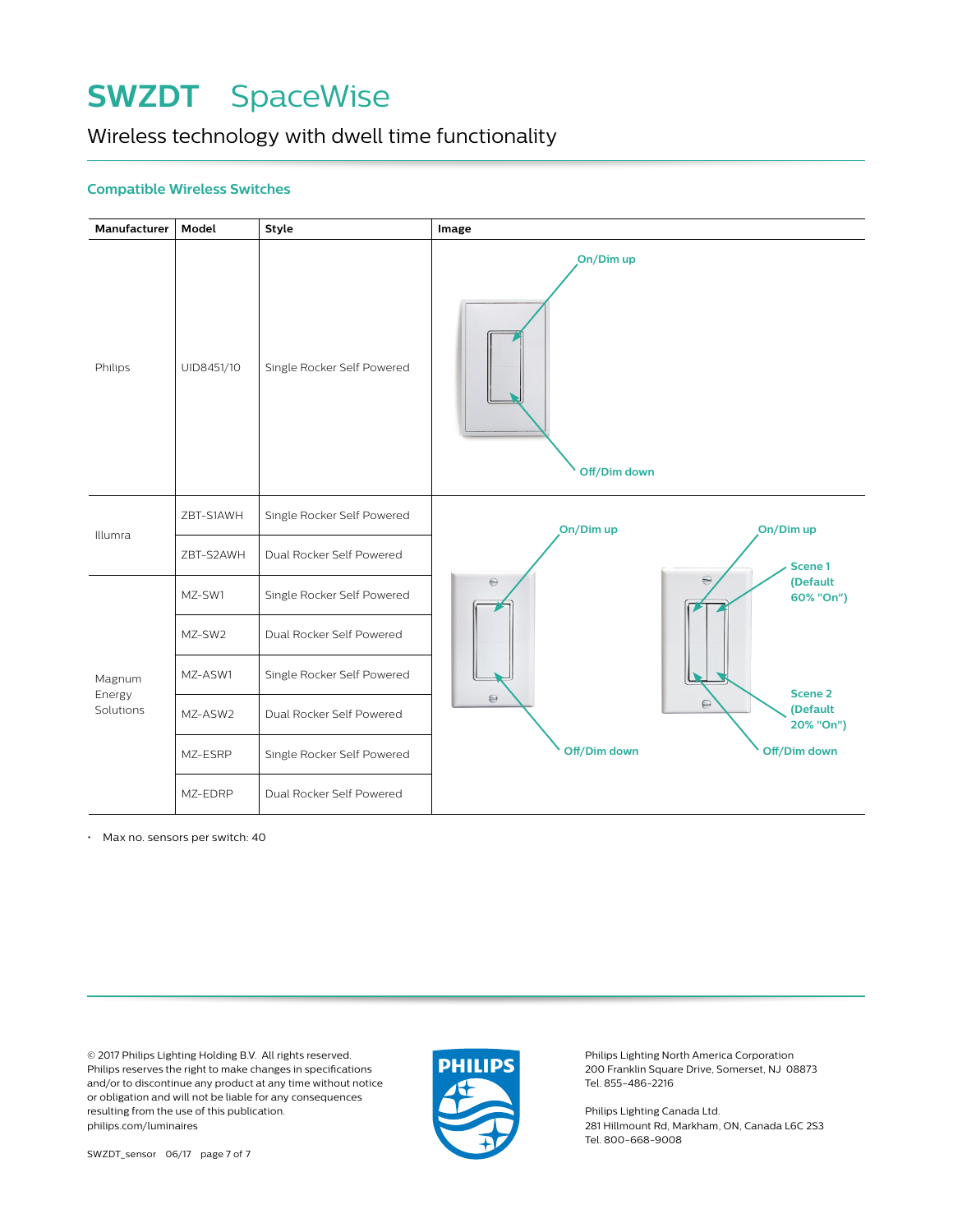# SWZDT SpaceWise

Wireless technology with dwell time functionality

### Compatible Wireless Switches

| Manufacturer | Model | Style | Image |
|---|---|---|---|
| Philips | UID8451/10 | Single Rocker Self Powered | On/Dim up<br>Off/Dim down |
| Illumra | ZBT-S1AWH | Single Rocker Self Powered | On/Dim up<br>Off/Dim down<br>On/Dim up<br>Scene 1 (Default 60% "On")<br>Scene 2 (Default 20% "On")<br>Off/Dim down |
| | ZBT-S2AWH | Dual Rocker Self Powered | |
| Magnum Energy Solutions | MZ-SW1 | Single Rocker Self Powered | |
| | MZ-SW2 | Dual Rocker Self Powered | |
| | MZ-ASW1 | Single Rocker Self Powered | |
| | MZ-ASW2 | Dual Rocker Self Powered | |
| | MZ-ESRP | Single Rocker Self Powered | |
| | MZ-EDRP | Dual Rocker Self Powered | |

- Max no. sensors per switch: 40

© 2017 Philips Lighting Holding B.V. All rights reserved.
Philips reserves the right to make changes in specifications and/or to discontinue any product at any time without notice or obligation and will not be liable for any consequences resulting from the use of this publication.
philips.com/luminaires

SWZDT_sensor 06/17

PHILIPS

Philips Lighting North America Corporation
200 Franklin Square Drive, Somerset, NJ 08873
Tel. 855-486-2216

Philips Lighting Canada Ltd.
281 Hillmount Rd, Markham, ON, Canada L6C 2S3
Tel. 800-668-9008